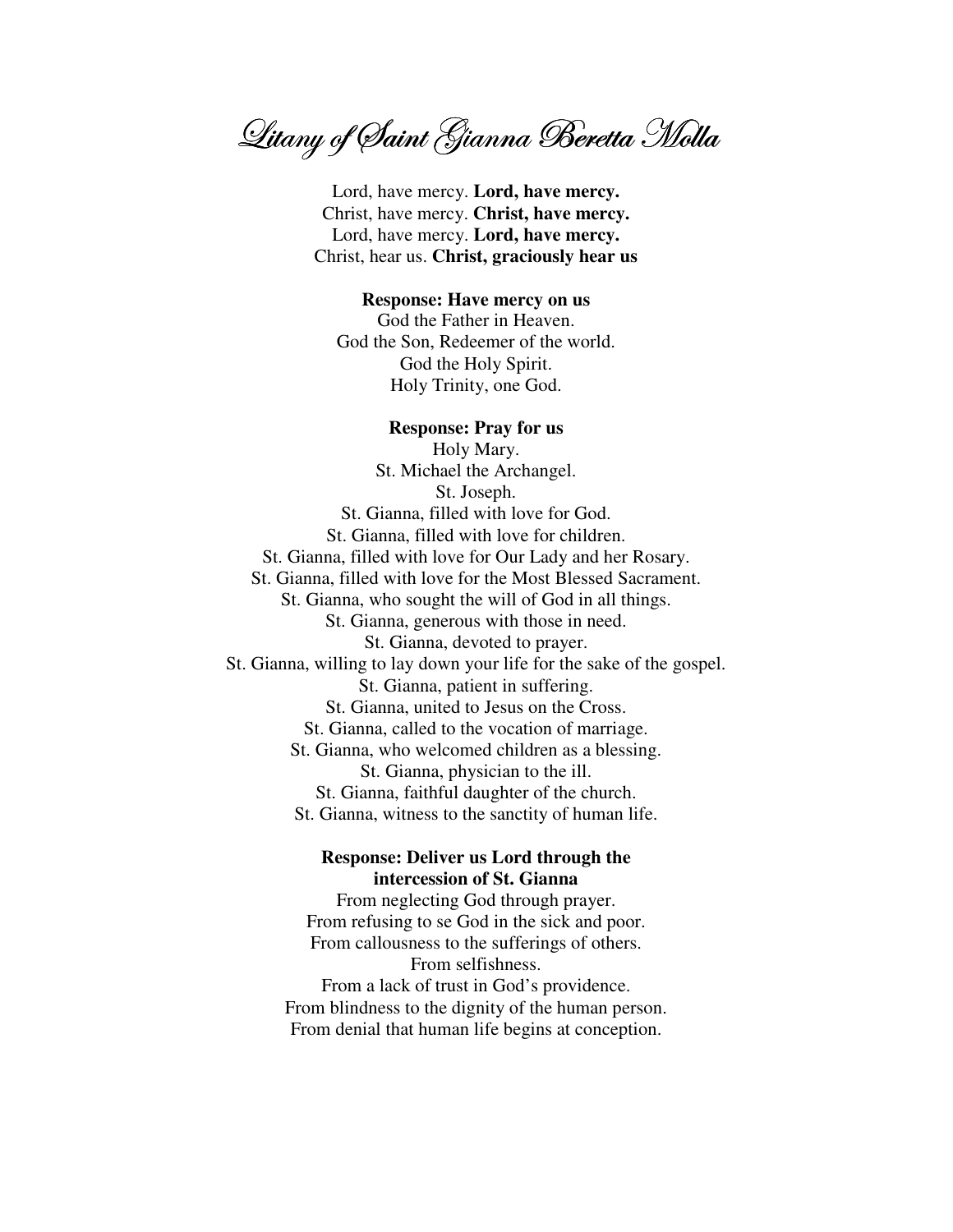# Litany of Saint Gianna Beretta Molla

Lord, have mercy. **Lord, have mercy.**
Christ, have mercy. **Christ, have mercy.**
Lord, have mercy. **Lord, have mercy.**
Christ, hear us. **Christ, graciously hear us**

**Response: Have mercy on us**
God the Father in Heaven.
God the Son, Redeemer of the world.
God the Holy Spirit.
Holy Trinity, one God.

**Response: Pray for us**
Holy Mary.
St. Michael the Archangel.
St. Joseph.
St. Gianna, filled with love for God.
St. Gianna, filled with love for children.
St. Gianna, filled with love for Our Lady and her Rosary.
St. Gianna, filled with love for the Most Blessed Sacrament.
St. Gianna, who sought the will of God in all things.
St. Gianna, generous with those in need.
St. Gianna, devoted to prayer.
St. Gianna, willing to lay down your life for the sake of the gospel.
St. Gianna, patient in suffering.
St. Gianna, united to Jesus on the Cross.
St. Gianna, called to the vocation of marriage.
St. Gianna, who welcomed children as a blessing.
St. Gianna, physician to the ill.
St. Gianna, faithful daughter of the church.
St. Gianna, witness to the sanctity of human life.

**Response: Deliver us Lord through the intercession of St. Gianna**
From neglecting God through prayer.
From refusing to se God in the sick and poor.
From callousness to the sufferings of others.
From selfishness.
From a lack of trust in God's providence.
From blindness to the dignity of the human person.
From denial that human life begins at conception.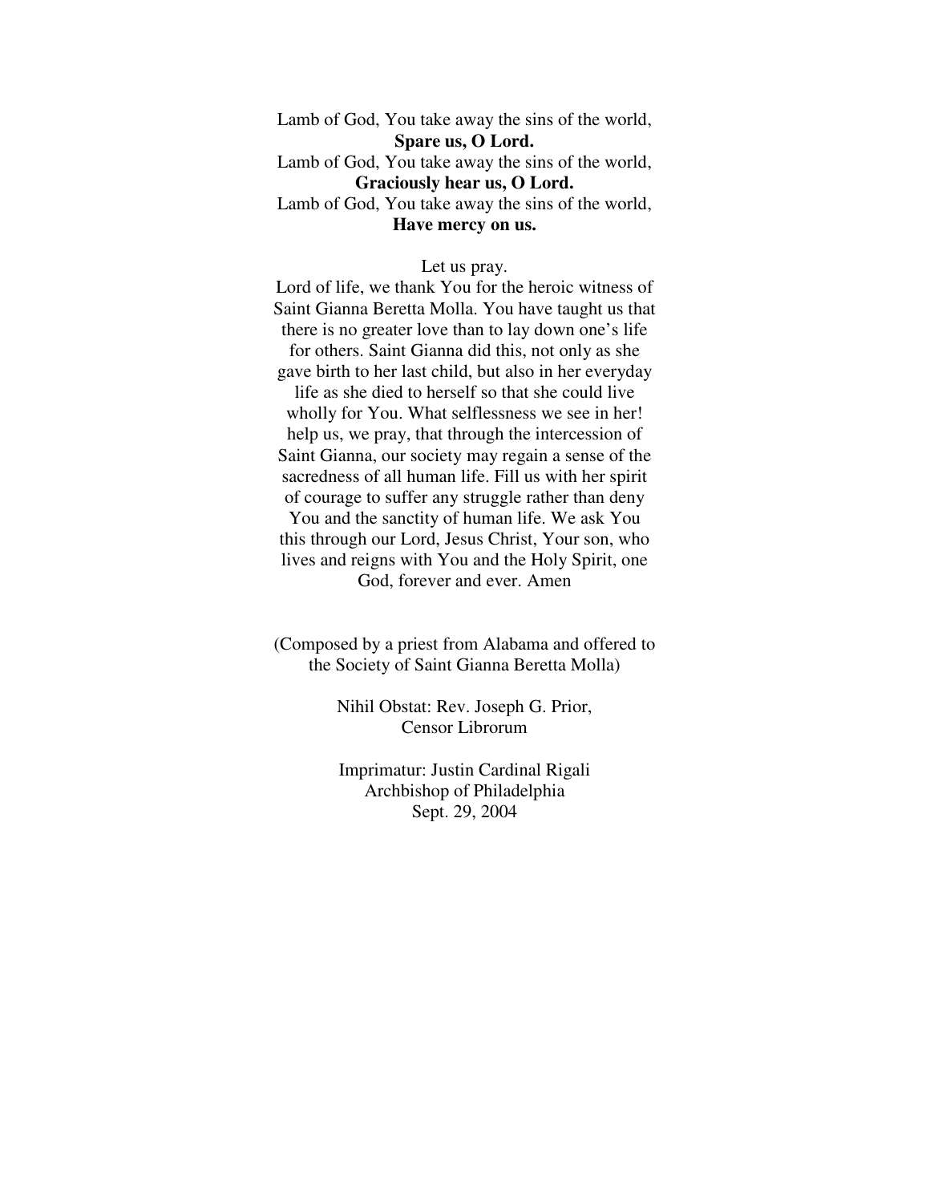Lamb of God, You take away the sins of the world,
**Spare us, O Lord.**
Lamb of God, You take away the sins of the world,
**Graciously hear us, O Lord.**
Lamb of God, You take away the sins of the world,
**Have mercy on us.**

Let us pray.
Lord of life, we thank You for the heroic witness of Saint Gianna Beretta Molla. You have taught us that there is no greater love than to lay down one's life for others. Saint Gianna did this, not only as she gave birth to her last child, but also in her everyday life as she died to herself so that she could live wholly for You. What selflessness we see in her! help us, we pray, that through the intercession of Saint Gianna, our society may regain a sense of the sacredness of all human life. Fill us with her spirit of courage to suffer any struggle rather than deny You and the sanctity of human life. We ask You this through our Lord, Jesus Christ, Your son, who lives and reigns with You and the Holy Spirit, one God, forever and ever. Amen

(Composed by a priest from Alabama and offered to the Society of Saint Gianna Beretta Molla)

Nihil Obstat: Rev. Joseph G. Prior,
Censor Librorum

Imprimatur: Justin Cardinal Rigali
Archbishop of Philadelphia
Sept. 29, 2004